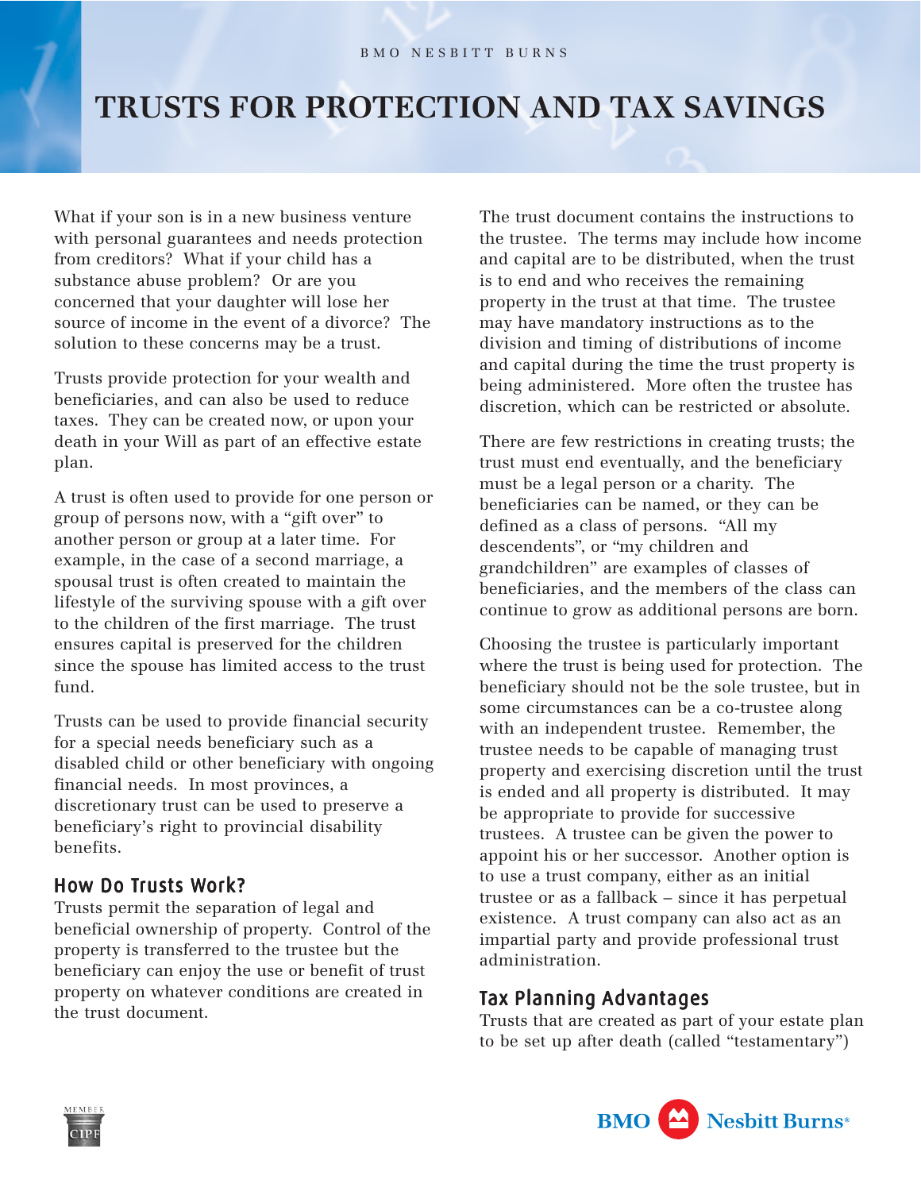# TRUSTS FOR PROTECTION AND TAX SAVINGS

What if your son is in a new business venture with personal guarantees and needs protection from creditors? What if your child has a substance abuse problem? Or are you concerned that your daughter will lose her source of income in the event of a divorce? The solution to these concerns may be a trust.

Trusts provide protection for your wealth and beneficiaries, and can also be used to reduce taxes. They can be created now, or upon your death in your Will as part of an effective estate plan.

A trust is often used to provide for one person or group of persons now, with a "gift over" to another person or group at a later time. For example, in the case of a second marriage, a spousal trust is often created to maintain the lifestyle of the surviving spouse with a gift over to the children of the first marriage. The trust ensures capital is preserved for the children since the spouse has limited access to the trust fund.

Trusts can be used to provide financial security for a special needs beneficiary such as a disabled child or other beneficiary with ongoing financial needs. In most provinces, a discretionary trust can be used to preserve a beneficiary's right to provincial disability benefits.

## How Do Trusts Work?

Trusts permit the separation of legal and beneficial ownership of property. Control of the property is transferred to the trustee but the beneficiary can enjoy the use or benefit of trust property on whatever conditions are created in the trust document.

The trust document contains the instructions to the trustee. The terms may include how income and capital are to be distributed, when the trust is to end and who receives the remaining property in the trust at that time. The trustee may have mandatory instructions as to the division and timing of distributions of income and capital during the time the trust property is being administered. More often the trustee has discretion, which can be restricted or absolute.

There are few restrictions in creating trusts; the trust must end eventually, and the beneficiary must be a legal person or a charity. The beneficiaries can be named, or they can be defined as a class of persons. "All my descendents", or "my children and grandchildren" are examples of classes of beneficiaries, and the members of the class can continue to grow as additional persons are born.

Choosing the trustee is particularly important where the trust is being used for protection. The beneficiary should not be the sole trustee, but in some circumstances can be a co-trustee along with an independent trustee. Remember, the trustee needs to be capable of managing trust property and exercising discretion until the trust is ended and all property is distributed. It may be appropriate to provide for successive trustees. A trustee can be given the power to appoint his or her successor. Another option is to use a trust company, either as an initial trustee or as a fallback – since it has perpetual existence. A trust company can also act as an impartial party and provide professional trust administration.

## Tax Planning Advantages

Trusts that are created as part of your estate plan to be set up after death (called "testamentary")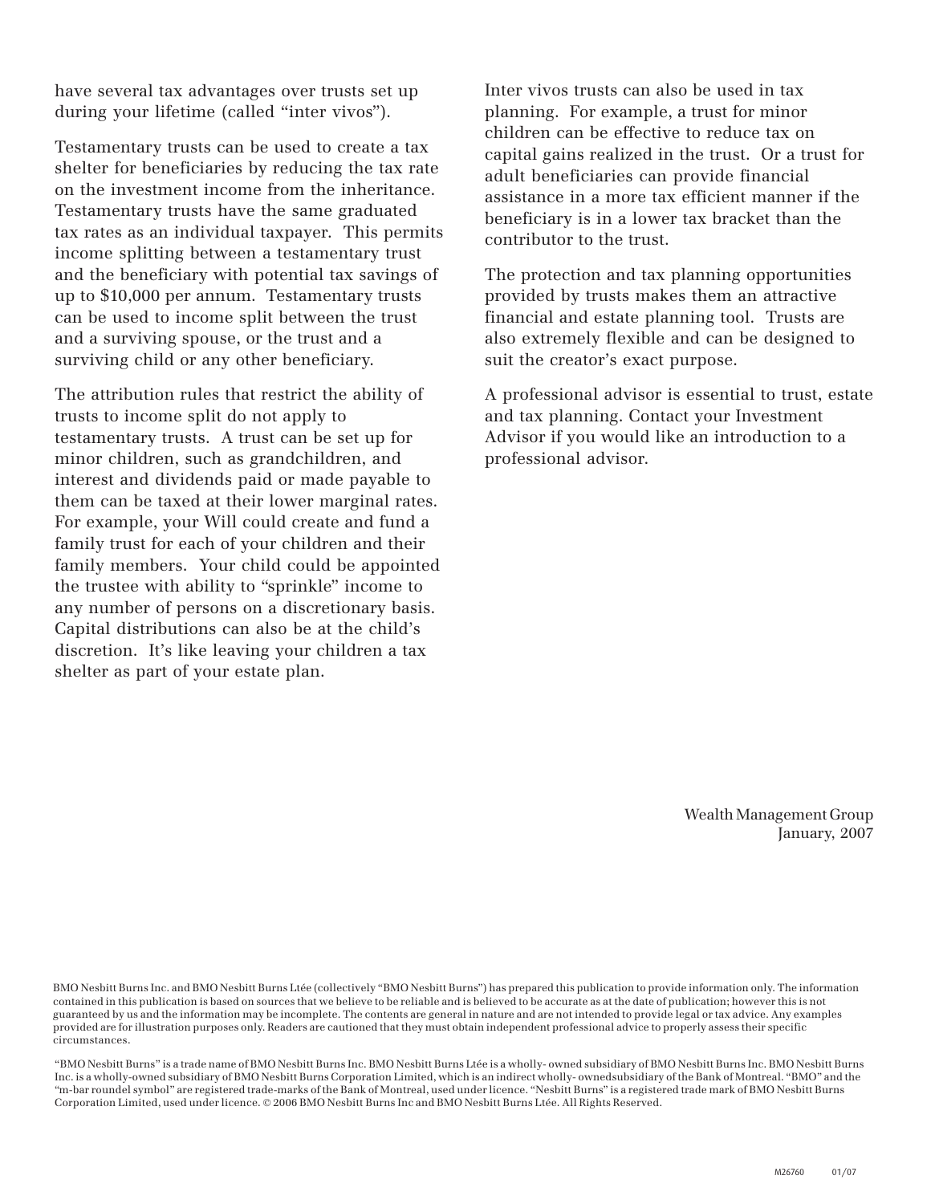have several tax advantages over trusts set up during your lifetime (called “inter vivos”).

Testamentary trusts can be used to create a tax shelter for beneficiaries by reducing the tax rate on the investment income from the inheritance. Testamentary trusts have the same graduated tax rates as an individual taxpayer. This permits income splitting between a testamentary trust and the beneficiary with potential tax savings of up to $10,000 per annum. Testamentary trusts can be used to income split between the trust and a surviving spouse, or the trust and a surviving child or any other beneficiary.

The attribution rules that restrict the ability of trusts to income split do not apply to testamentary trusts. A trust can be set up for minor children, such as grandchildren, and interest and dividends paid or made payable to them can be taxed at their lower marginal rates. For example, your Will could create and fund a family trust for each of your children and their family members. Your child could be appointed the trustee with ability to “sprinkle” income to any number of persons on a discretionary basis. Capital distributions can also be at the child’s discretion. It’s like leaving your children a tax shelter as part of your estate plan.

Inter vivos trusts can also be used in tax planning. For example, a trust for minor children can be effective to reduce tax on capital gains realized in the trust. Or a trust for adult beneficiaries can provide financial assistance in a more tax efficient manner if the beneficiary is in a lower tax bracket than the contributor to the trust.

The protection and tax planning opportunities provided by trusts makes them an attractive financial and estate planning tool. Trusts are also extremely flexible and can be designed to suit the creator’s exact purpose.

A professional advisor is essential to trust, estate and tax planning. Contact your Investment Advisor if you would like an introduction to a professional advisor.

Wealth Management Group
January, 2007

BMO Nesbitt Burns Inc. and BMO Nesbitt Burns Ltée (collectively “BMO Nesbitt Burns”) has prepared this publication to provide information only. The information contained in this publication is based on sources that we believe to be reliable and is believed to be accurate as at the date of publication; however this is not guaranteed by us and the information may be incomplete. The contents are general in nature and are not intended to provide legal or tax advice. Any examples provided are for illustration purposes only. Readers are cautioned that they must obtain independent professional advice to properly assess their specific circumstances.

“BMO Nesbitt Burns” is a trade name of BMO Nesbitt Burns Inc. BMO Nesbitt Burns Ltée is a wholly- owned subsidiary of BMO Nesbitt Burns Inc. BMO Nesbitt Burns Inc. is a wholly-owned subsidiary of BMO Nesbitt Burns Corporation Limited, which is an indirect wholly- ownedsubsidiary of the Bank of Montreal. “BMO” and the “m-bar roundel symbol” are registered trade-marks of the Bank of Montreal, used under licence. “Nesbitt Burns” is a registered trade mark of BMO Nesbitt Burns Corporation Limited, used under licence. © 2006 BMO Nesbitt Burns Inc and BMO Nesbitt Burns Ltée. All Rights Reserved.

M26760 01/07